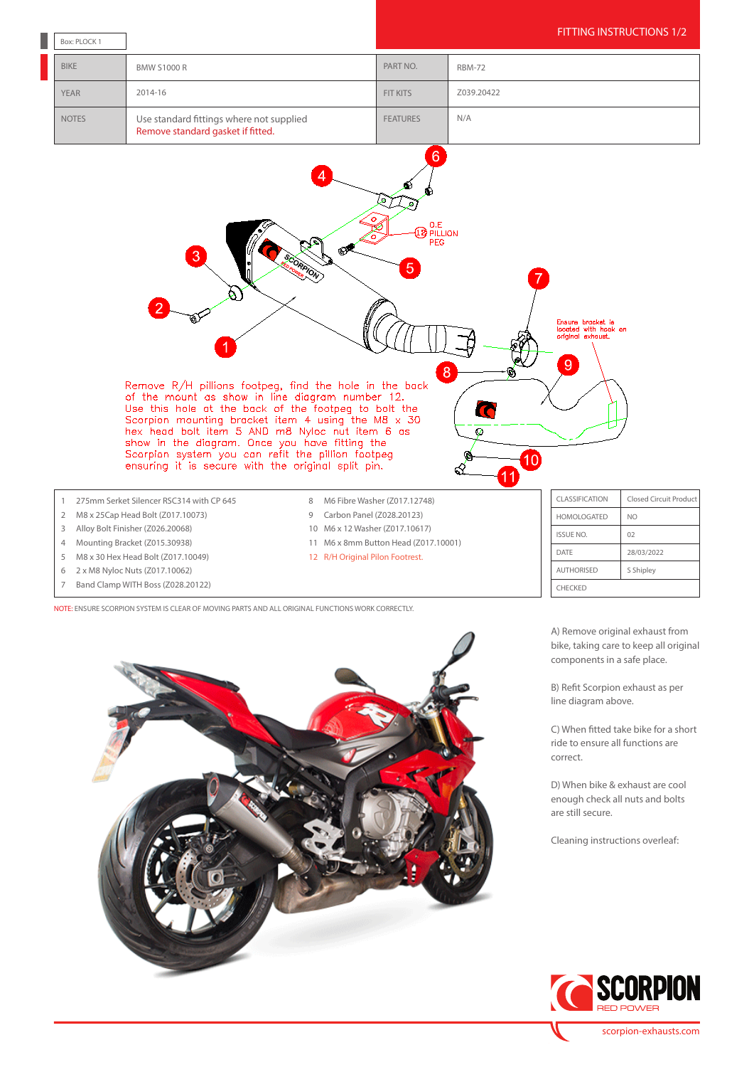# FITTING INSTRUCTIONS 1/2

Box: PLOCK 1

| BIKE | BMW S1000 R | PART NO. | RBM-72 |
|---|---|---|---|
| YEAR | 2014-16 | FIT KITS | Z039.20422 |
| NOTES | Use standard fittings where not supplied<br>Remove standard gasket if fitted. | FEATURES | N/A |

O.E 12 PILLION PEG

Ensure bracket is located with hook on original exhaust.

Remove R/H pillions footpeg, find the hole in the back of the mount as show in line diagram number 12. Use this hole at the back of the footpeg to bolt the Scorpion mounting bracket item 4 using the M8 x 30 hex head bolt item 5 AND m8 Nyloc nut item 6 as show in the diagram. Once you have fitting the Scorpion system you can refit the pillion footpeg ensuring it is secure with the original split pin.

1. 275mm Serket Silencer RSC314 with CP 645
2. M8 x 25Cap Head Bolt (Z017.10073)
3. Alloy Bolt Finisher (Z026.20068)
4. Mounting Bracket (Z015.30938)
5. M8 x 30 Hex Head Bolt (Z017.10049)
6. 2 x M8 Nyloc Nuts (Z017.10062)
7. Band Clamp WITH Boss (Z028.20122)
8. M6 Fibre Washer (Z017.12748)
9. Carbon Panel (Z028.20123)
10. M6 x 12 Washer (Z017.10617)
11. M6 x 8mm Button Head (Z017.10001)
12. R/H Original Pilon Footrest.

| CLASSIFICATION | Closed Circuit Product |
|---|---|
| HOMOLOGATED | NO |
| ISSUE NO. | 02 |
| DATE | 28/03/2022 |
| AUTHORISED | S Shipley |
| CHECKED | |

NOTE: ENSURE SCORPION SYSTEM IS CLEAR OF MOVING PARTS AND ALL ORIGINAL FUNCTIONS WORK CORRECTLY.

A) Remove original exhaust from bike, taking care to keep all original components in a safe place.

B) Refit Scorpion exhaust as per line diagram above.

C) When fitted take bike for a short ride to ensure all functions are correct.

D) When bike & exhaust are cool enough check all nuts and bolts are still secure.

Cleaning instructions overleaf:

SCORPION RED POWER

scorpion-exhausts.com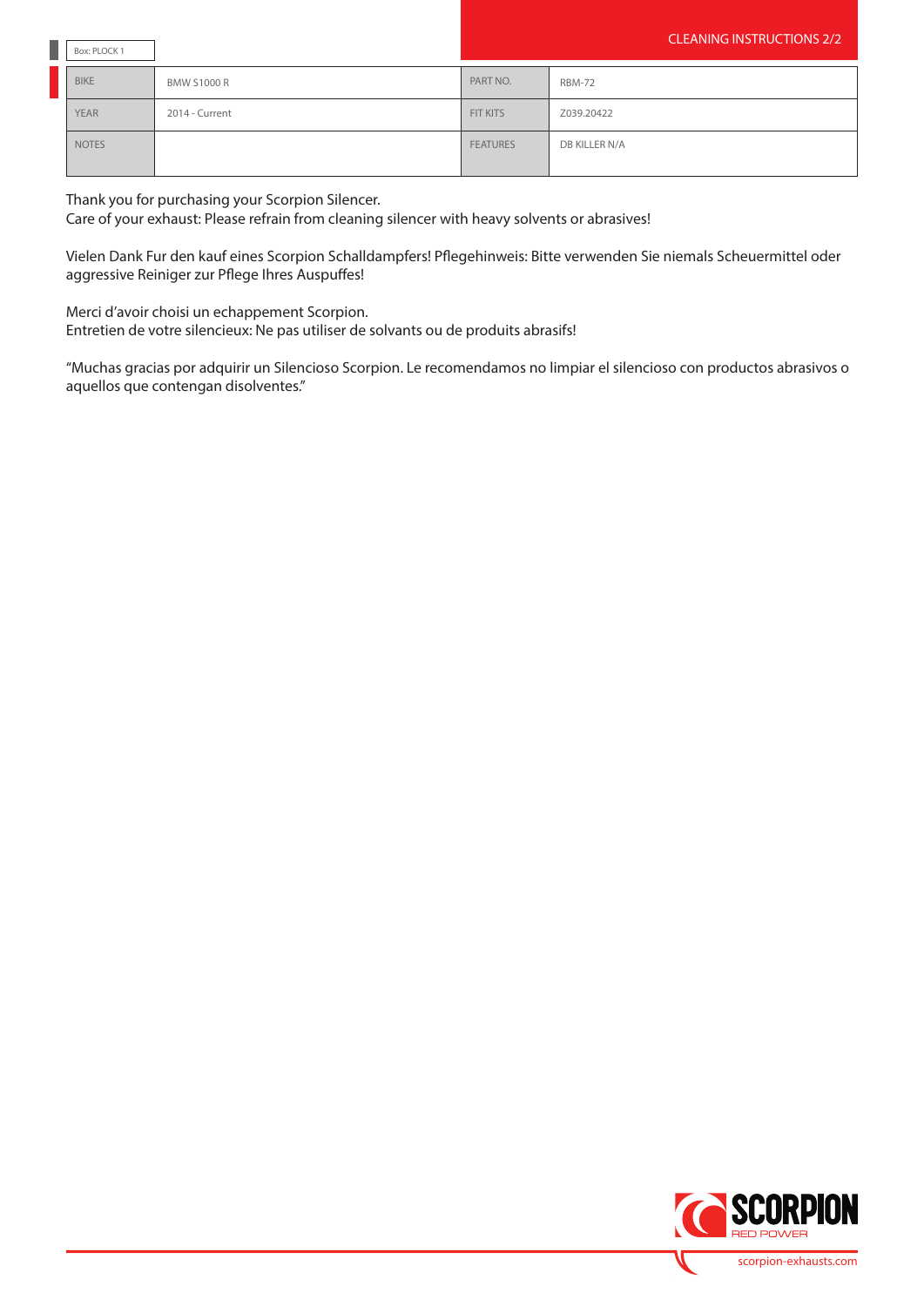# CLEANING INSTRUCTIONS 2/2

Box: PLOCK 1

| | | | |
|---|---|---|---|
| BIKE | BMW S1000 R | PART NO. | RBM-72 |
| YEAR | 2014 - Current | FIT KITS | Z039.20422 |
| NOTES | | FEATURES | DB KILLER N/A |

Thank you for purchasing your Scorpion Silencer.
Care of your exhaust: Please refrain from cleaning silencer with heavy solvents or abrasives!

Vielen Dank Fur den kauf eines Scorpion Schalldampfers! Pflegehinweis: Bitte verwenden Sie niemals Scheuermittel oder aggressive Reiniger zur Pflege Ihres Auspuffes!

Merci d'avoir choisi un echappement Scorpion.
Entretien de votre silencieux: Ne pas utiliser de solvants ou de produits abrasifs!

"Muchas gracias por adquirir un Silencioso Scorpion. Le recomendamos no limpiar el silencioso con productos abrasivos o aquellos que contengan disolventes."

SCORPION
RED POWER

scorpion-exhausts.com